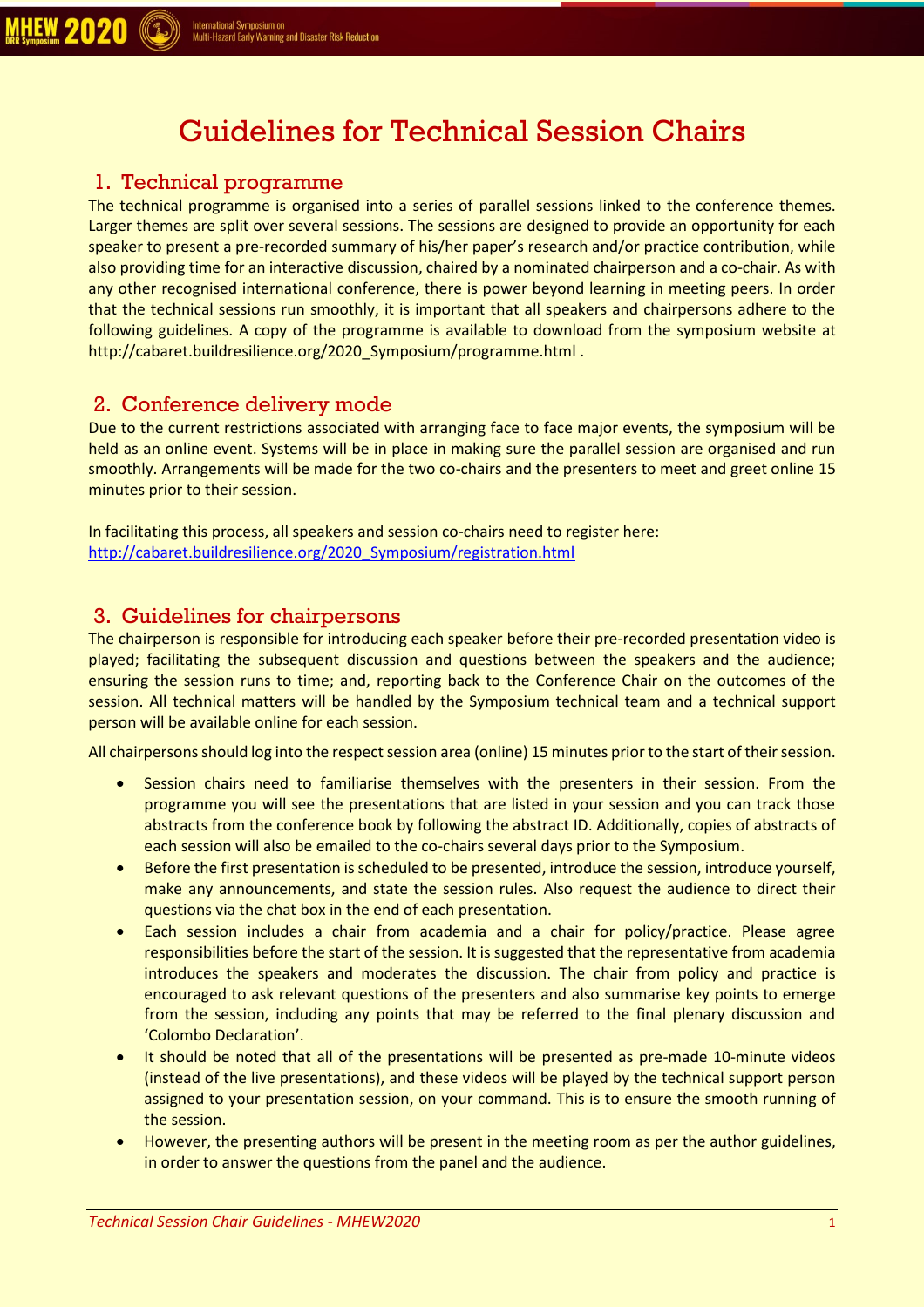# Guidelines for Technical Session Chairs

## 1. Technical programme

The technical programme is organised into a series of parallel sessions linked to the conference themes. Larger themes are split over several sessions. The sessions are designed to provide an opportunity for each speaker to present a pre-recorded summary of his/her paper's research and/or practice contribution, while also providing time for an interactive discussion, chaired by a nominated chairperson and a co-chair. As with any other recognised international conference, there is power beyond learning in meeting peers. In order that the technical sessions run smoothly, it is important that all speakers and chairpersons adhere to the following guidelines. A copy of the programme is available to download from the symposium website at http://cabaret.buildresilience.org/2020_Symposium/programme.html .

## 2. Conference delivery mode

Due to the current restrictions associated with arranging face to face major events, the symposium will be held as an online event. Systems will be in place in making sure the parallel session are organised and run smoothly. Arrangements will be made for the two co-chairs and the presenters to meet and greet online 15 minutes prior to their session.

In facilitating this process, all speakers and session co-chairs need to register here: http://cabaret.buildresilience.org/2020_Symposium/registration.html

## 3. Guidelines for chairpersons

The chairperson is responsible for introducing each speaker before their pre-recorded presentation video is played; facilitating the subsequent discussion and questions between the speakers and the audience; ensuring the session runs to time; and, reporting back to the Conference Chair on the outcomes of the session. All technical matters will be handled by the Symposium technical team and a technical support person will be available online for each session.

All chairpersons should log into the respect session area (online) 15 minutes prior to the start of their session.

- Session chairs need to familiarise themselves with the presenters in their session. From the programme you will see the presentations that are listed in your session and you can track those abstracts from the conference book by following the abstract ID. Additionally, copies of abstracts of each session will also be emailed to the co-chairs several days prior to the Symposium.
- Before the first presentation is scheduled to be presented, introduce the session, introduce yourself, make any announcements, and state the session rules. Also request the audience to direct their questions via the chat box in the end of each presentation.
- Each session includes a chair from academia and a chair for policy/practice. Please agree responsibilities before the start of the session. It is suggested that the representative from academia introduces the speakers and moderates the discussion. The chair from policy and practice is encouraged to ask relevant questions of the presenters and also summarise key points to emerge from the session, including any points that may be referred to the final plenary discussion and 'Colombo Declaration'.
- It should be noted that all of the presentations will be presented as pre-made 10-minute videos (instead of the live presentations), and these videos will be played by the technical support person assigned to your presentation session, on your command. This is to ensure the smooth running of the session.
- However, the presenting authors will be present in the meeting room as per the author guidelines, in order to answer the questions from the panel and the audience.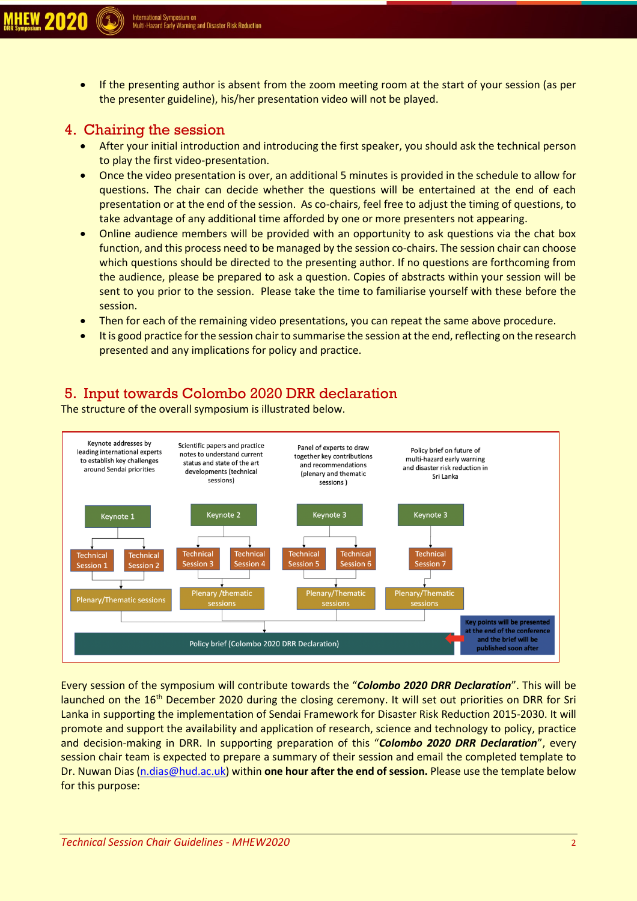- If the presenting author is absent from the zoom meeting room at the start of your session (as per the presenter guideline), his/her presentation video will not be played.

## 4. Chairing the session

- After your initial introduction and introducing the first speaker, you should ask the technical person to play the first video-presentation.
- Once the video presentation is over, an additional 5 minutes is provided in the schedule to allow for questions. The chair can decide whether the questions will be entertained at the end of each presentation or at the end of the session. As co-chairs, feel free to adjust the timing of questions, to take advantage of any additional time afforded by one or more presenters not appearing.
- Online audience members will be provided with an opportunity to ask questions via the chat box function, and this process need to be managed by the session co-chairs. The session chair can choose which questions should be directed to the presenting author. If no questions are forthcoming from the audience, please be prepared to ask a question. Copies of abstracts within your session will be sent to you prior to the session. Please take the time to familiarise yourself with these before the session.
- Then for each of the remaining video presentations, you can repeat the same above procedure.
- It is good practice for the session chair to summarise the session at the end, reflecting on the research presented and any implications for policy and practice.

## 5. Input towards Colombo 2020 DRR declaration

The structure of the overall symposium is illustrated below.

Keynote addresses by leading international experts to establish key challenges around Sendai priorities

Scientific papers and practice notes to understand current status and state of the art developments (technical sessions)

Panel of experts to draw together key contributions and recommendations (plenary and thematic sessions )

Policy brief on future of multi-hazard early warning and disaster risk reduction in Sri Lanka

Keynote 1 → Technical Session 1, Technical Session 2 → Plenary/Thematic sessions

Keynote 2 → Technical Session 3, Technical Session 4 → Plenary /thematic sessions

Keynote 3 → Technical Session 5, Technical Session 6 → Plenary/Thematic sessions

Keynote 3 → Technical Session 7 → Plenary/Thematic sessions

Policy brief (Colombo 2020 DRR Declaration)

Key points will be presented at the end of the conference and the brief will be published soon after

Every session of the symposium will contribute towards the "***Colombo 2020 DRR Declaration***". This will be launched on the 16th December 2020 during the closing ceremony. It will set out priorities on DRR for Sri Lanka in supporting the implementation of Sendai Framework for Disaster Risk Reduction 2015-2030. It will promote and support the availability and application of research, science and technology to policy, practice and decision-making in DRR. In supporting preparation of this "***Colombo 2020 DRR Declaration***", every session chair team is expected to prepare a summary of their session and email the completed template to Dr. Nuwan Dias (n.dias@hud.ac.uk) within **one hour after the end of session.** Please use the template below for this purpose: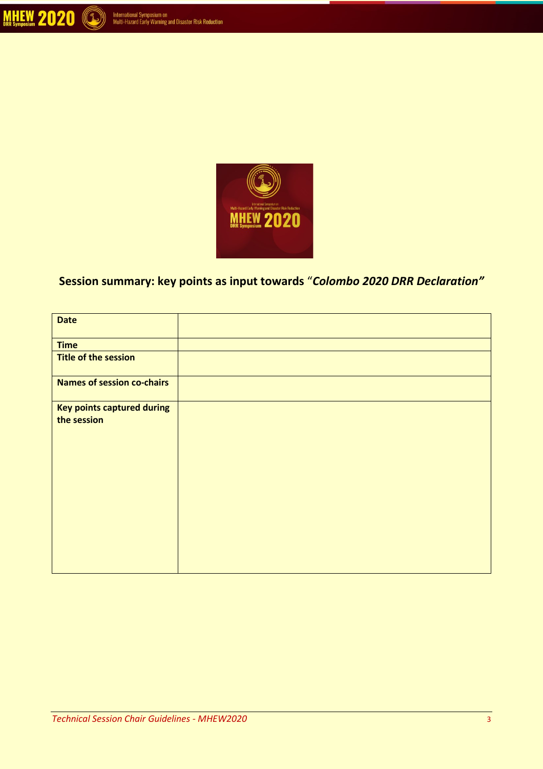## Session summary: key points as input towards "*Colombo 2020 DRR Declaration"*

| | |
|---|---|
| **Date** | |
| **Time** | |
| **Title of the session** | |
| **Names of session co-chairs** | |
| **Key points captured during the session** | |